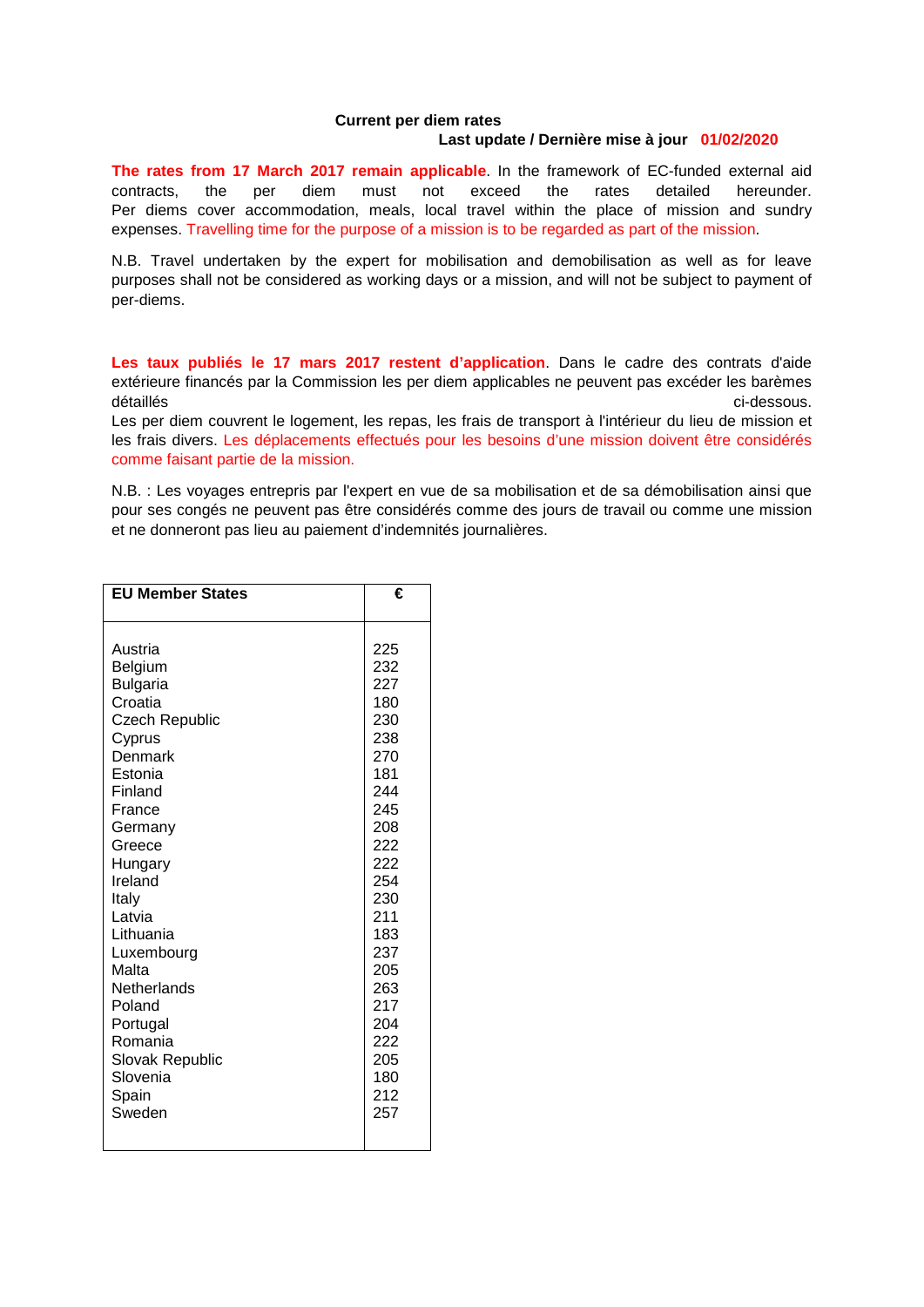**Current per diem rates**

**Last update / Dernière mise à jour 01/02/2020**

**The rates from 17 March 2017 remain applicable**. In the framework of EC-funded external aid contracts, the per diem must not exceed the rates detailed hereunder. Per diems cover accommodation, meals, local travel within the place of mission and sundry expenses. Travelling time for the purpose of a mission is to be regarded as part of the mission.

N.B. Travel undertaken by the expert for mobilisation and demobilisation as well as for leave purposes shall not be considered as working days or a mission, and will not be subject to payment of per-diems.

**Les taux publiés le 17 mars 2017 restent d'application**. Dans le cadre des contrats d'aide extérieure financés par la Commission les per diem applicables ne peuvent pas excéder les barèmes détaillés ci-dessous.
Les per diem couvrent le logement, les repas, les frais de transport à l'intérieur du lieu de mission et les frais divers. Les déplacements effectués pour les besoins d'une mission doivent être considérés comme faisant partie de la mission.

N.B. : Les voyages entrepris par l'expert en vue de sa mobilisation et de sa démobilisation ainsi que pour ses congés ne peuvent pas être considérés comme des jours de travail ou comme une mission et ne donneront pas lieu au paiement d'indemnités journalières.

| EU Member States | € |
|---|---|
| Austria | 225 |
| Belgium | 232 |
| Bulgaria | 227 |
| Croatia | 180 |
| Czech Republic | 230 |
| Cyprus | 238 |
| Denmark | 270 |
| Estonia | 181 |
| Finland | 244 |
| France | 245 |
| Germany | 208 |
| Greece | 222 |
| Hungary | 222 |
| Ireland | 254 |
| Italy | 230 |
| Latvia | 211 |
| Lithuania | 183 |
| Luxembourg | 237 |
| Malta | 205 |
| Netherlands | 263 |
| Poland | 217 |
| Portugal | 204 |
| Romania | 222 |
| Slovak Republic | 205 |
| Slovenia | 180 |
| Spain | 212 |
| Sweden | 257 |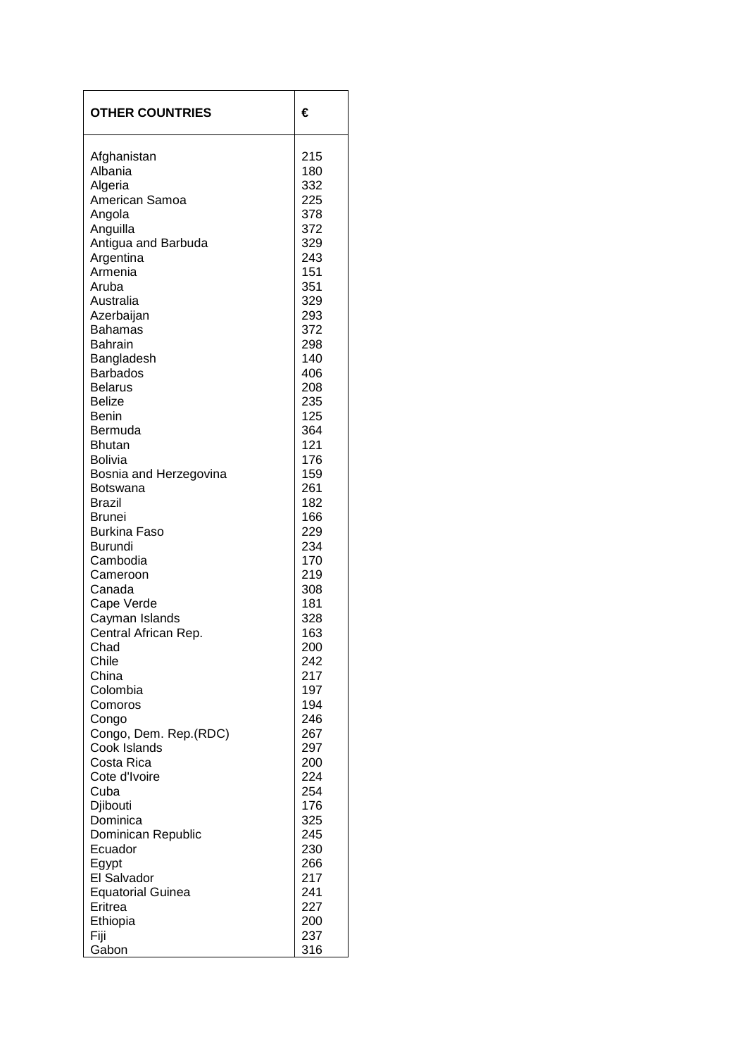| OTHER COUNTRIES | € |
| --- | --- |
| Afghanistan | 215 |
| Albania | 180 |
| Algeria | 332 |
| American Samoa | 225 |
| Angola | 378 |
| Anguilla | 372 |
| Antigua and Barbuda | 329 |
| Argentina | 243 |
| Armenia | 151 |
| Aruba | 351 |
| Australia | 329 |
| Azerbaijan | 293 |
| Bahamas | 372 |
| Bahrain | 298 |
| Bangladesh | 140 |
| Barbados | 406 |
| Belarus | 208 |
| Belize | 235 |
| Benin | 125 |
| Bermuda | 364 |
| Bhutan | 121 |
| Bolivia | 176 |
| Bosnia and Herzegovina | 159 |
| Botswana | 261 |
| Brazil | 182 |
| Brunei | 166 |
| Burkina Faso | 229 |
| Burundi | 234 |
| Cambodia | 170 |
| Cameroon | 219 |
| Canada | 308 |
| Cape Verde | 181 |
| Cayman Islands | 328 |
| Central African Rep. | 163 |
| Chad | 200 |
| Chile | 242 |
| China | 217 |
| Colombia | 197 |
| Comoros | 194 |
| Congo | 246 |
| Congo, Dem. Rep.(RDC) | 267 |
| Cook Islands | 297 |
| Costa Rica | 200 |
| Cote d'Ivoire | 224 |
| Cuba | 254 |
| Djibouti | 176 |
| Dominica | 325 |
| Dominican Republic | 245 |
| Ecuador | 230 |
| Egypt | 266 |
| El Salvador | 217 |
| Equatorial Guinea | 241 |
| Eritrea | 227 |
| Ethiopia | 200 |
| Fiji | 237 |
| Gabon | 316 |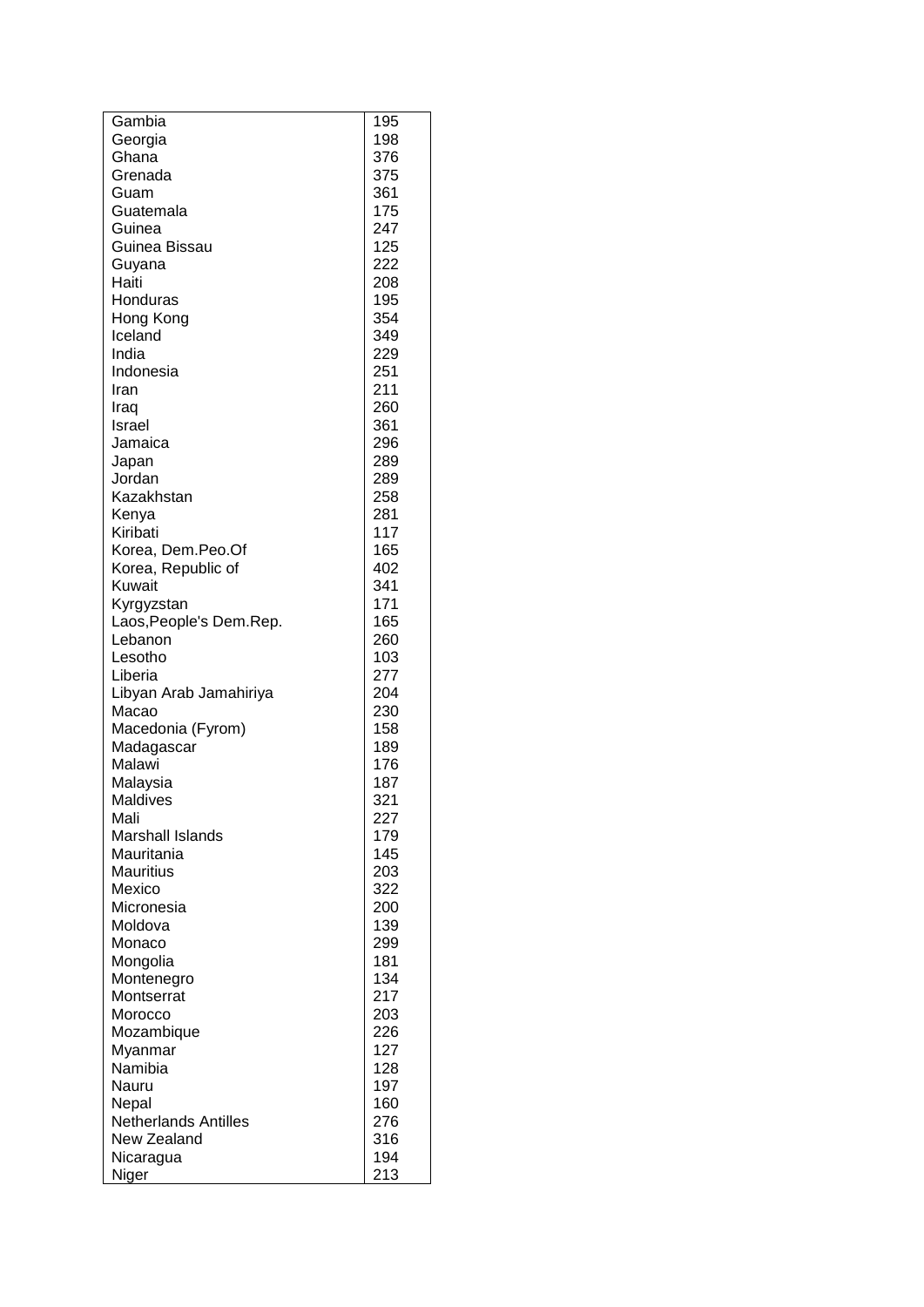| Gambia | 195 |
|---|---|
| Georgia | 198 |
| Ghana | 376 |
| Grenada | 375 |
| Guam | 361 |
| Guatemala | 175 |
| Guinea | 247 |
| Guinea Bissau | 125 |
| Guyana | 222 |
| Haiti | 208 |
| Honduras | 195 |
| Hong Kong | 354 |
| Iceland | 349 |
| India | 229 |
| Indonesia | 251 |
| Iran | 211 |
| Iraq | 260 |
| Israel | 361 |
| Jamaica | 296 |
| Japan | 289 |
| Jordan | 289 |
| Kazakhstan | 258 |
| Kenya | 281 |
| Kiribati | 117 |
| Korea, Dem.Peo.Of | 165 |
| Korea, Republic of | 402 |
| Kuwait | 341 |
| Kyrgyzstan | 171 |
| Laos,People's Dem.Rep. | 165 |
| Lebanon | 260 |
| Lesotho | 103 |
| Liberia | 277 |
| Libyan Arab Jamahiriya | 204 |
| Macao | 230 |
| Macedonia (Fyrom) | 158 |
| Madagascar | 189 |
| Malawi | 176 |
| Malaysia | 187 |
| Maldives | 321 |
| Mali | 227 |
| Marshall Islands | 179 |
| Mauritania | 145 |
| Mauritius | 203 |
| Mexico | 322 |
| Micronesia | 200 |
| Moldova | 139 |
| Monaco | 299 |
| Mongolia | 181 |
| Montenegro | 134 |
| Montserrat | 217 |
| Morocco | 203 |
| Mozambique | 226 |
| Myanmar | 127 |
| Namibia | 128 |
| Nauru | 197 |
| Nepal | 160 |
| Netherlands Antilles | 276 |
| New Zealand | 316 |
| Nicaragua | 194 |
| Niger | 213 |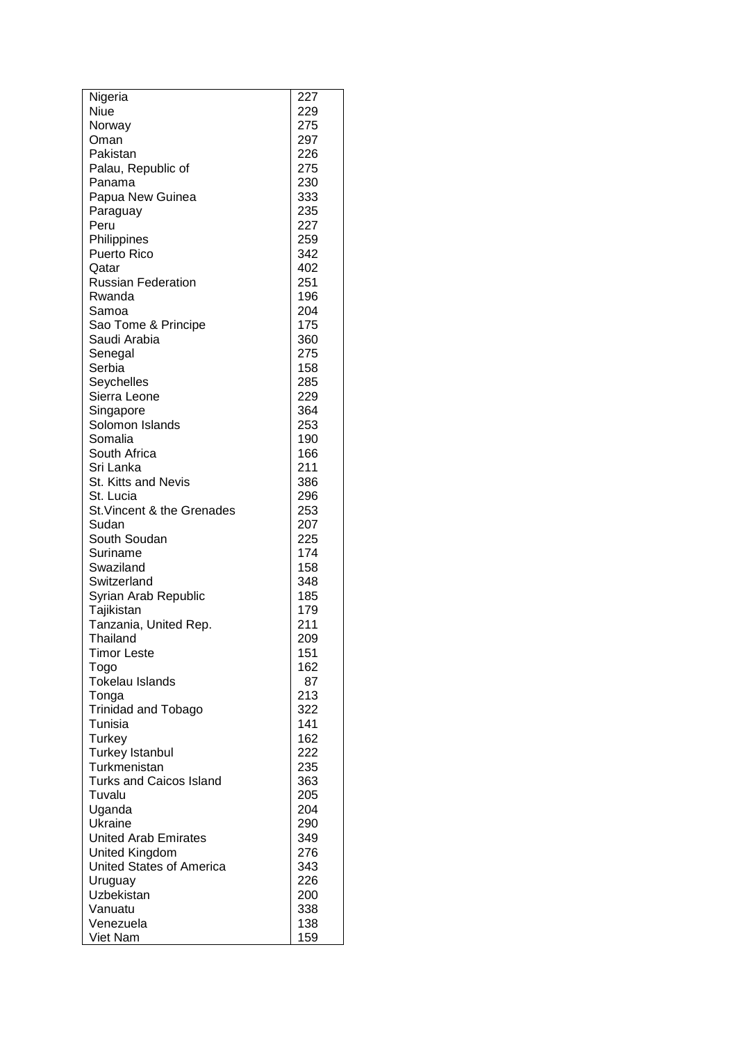| | |
|---|---|
| Nigeria | 227 |
| Niue | 229 |
| Norway | 275 |
| Oman | 297 |
| Pakistan | 226 |
| Palau, Republic of | 275 |
| Panama | 230 |
| Papua New Guinea | 333 |
| Paraguay | 235 |
| Peru | 227 |
| Philippines | 259 |
| Puerto Rico | 342 |
| Qatar | 402 |
| Russian Federation | 251 |
| Rwanda | 196 |
| Samoa | 204 |
| Sao Tome & Principe | 175 |
| Saudi Arabia | 360 |
| Senegal | 275 |
| Serbia | 158 |
| Seychelles | 285 |
| Sierra Leone | 229 |
| Singapore | 364 |
| Solomon Islands | 253 |
| Somalia | 190 |
| South Africa | 166 |
| Sri Lanka | 211 |
| St. Kitts and Nevis | 386 |
| St. Lucia | 296 |
| St.Vincent & the Grenades | 253 |
| Sudan | 207 |
| South Soudan | 225 |
| Suriname | 174 |
| Swaziland | 158 |
| Switzerland | 348 |
| Syrian Arab Republic | 185 |
| Tajikistan | 179 |
| Tanzania, United Rep. | 211 |
| Thailand | 209 |
| Timor Leste | 151 |
| Togo | 162 |
| Tokelau Islands | 87 |
| Tonga | 213 |
| Trinidad and Tobago | 322 |
| Tunisia | 141 |
| Turkey | 162 |
| Turkey Istanbul | 222 |
| Turkmenistan | 235 |
| Turks and Caicos Island | 363 |
| Tuvalu | 205 |
| Uganda | 204 |
| Ukraine | 290 |
| United Arab Emirates | 349 |
| United Kingdom | 276 |
| United States of America | 343 |
| Uruguay | 226 |
| Uzbekistan | 200 |
| Vanuatu | 338 |
| Venezuela | 138 |
| Viet Nam | 159 |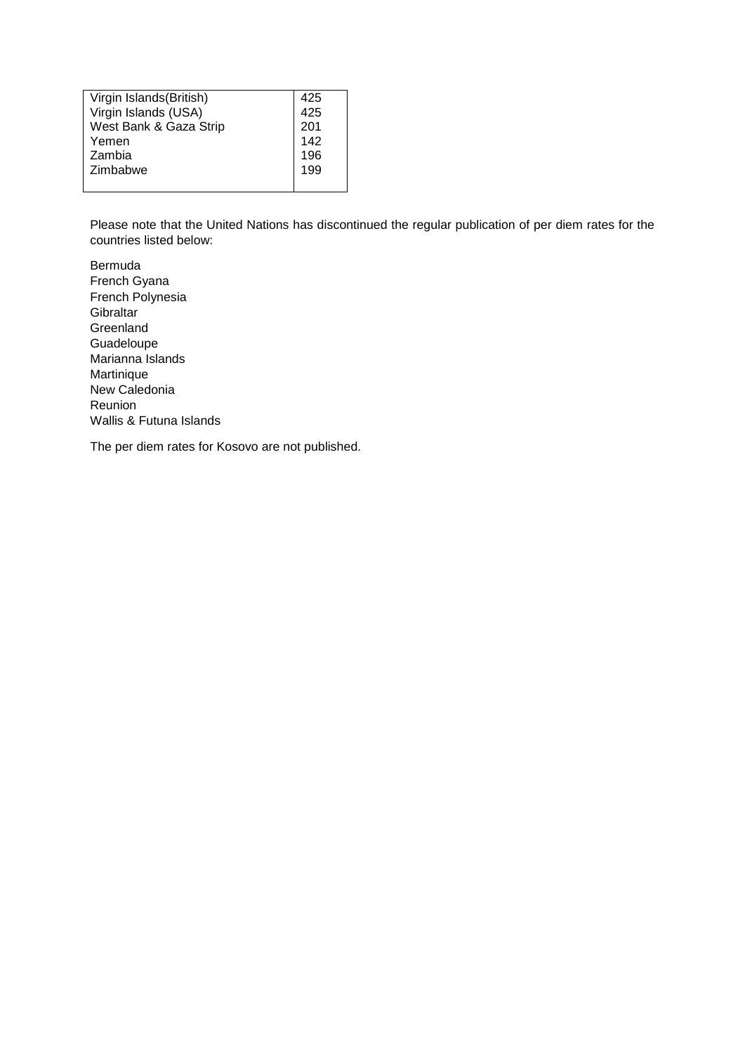| | |
|---|---|
| Virgin Islands(British) | 425 |
| Virgin Islands (USA) | 425 |
| West Bank & Gaza Strip | 201 |
| Yemen | 142 |
| Zambia | 196 |
| Zimbabwe | 199 |

Please note that the United Nations has discontinued the regular publication of per diem rates for the countries listed below:

Bermuda
French Gyana
French Polynesia
Gibraltar
Greenland
Guadeloupe
Marianna Islands
Martinique
New Caledonia
Reunion
Wallis & Futuna Islands

The per diem rates for Kosovo are not published.